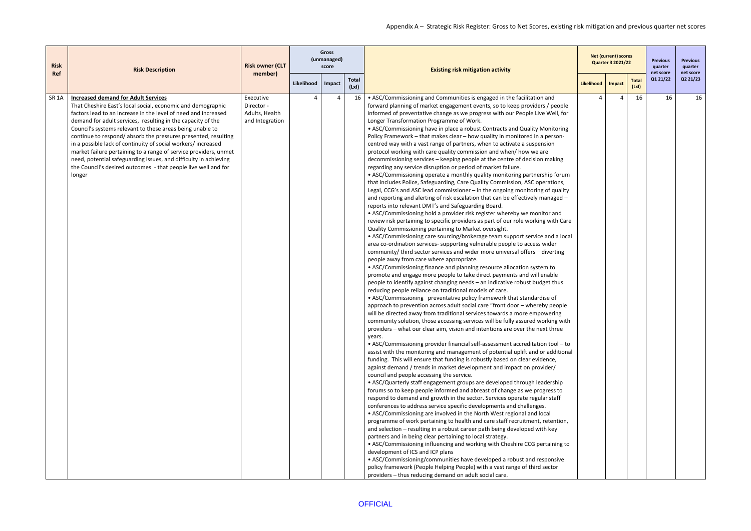Appendix A – Strategic Risk Register: Gross to Net Scores, existing risk mitigation and previous quarter net scores

| Risk Ref | Risk Description | Risk owner (CLT member) | Gross (unmanaged) score | | | Existing risk mitigation activity | Net (current) scores Quarter 3 2021/22 | | | Previous quarter net score Q1 21/22 | Previous quarter net score Q2 21/23 |
|---|---|---|---|---|---|---|---|---|---|---|---|
| | | | Likelihood | Impact | Total (LxI) | | Likelihood | Impact | Total (LxI) | | |
| SR 1A | **Increased demand for Adult Services** That Cheshire East's local social, economic and demographic factors lead to an increase in the level of need and increased demand for adult services, resulting in the capacity of the Council's systems relevant to these areas being unable to continue to respond/ absorb the pressures presented, resulting in a possible lack of continuity of social workers/ increased market failure pertaining to a range of service providers, unmet need, potential safeguarding issues, and difficulty in achieving the Council's desired outcomes - that people live well and for longer | Executive Director - Adults, Health and Integration | 4 | 4 | 16 | • ASC/Commissioning and Communities is engaged in the facilitation and forward planning of market engagement events, so to keep providers / people informed of preventative change as we progress with our People Live Well, for Longer Transformation Programme of Work.<br>• ASC/Commissioning have in place a robust Contracts and Quality Monitoring Policy Framework – that makes clear – how quality in monitored in a person-centred way with a vast range of partners, when to activate a suspension protocol working with care quality commission and when/ how we are decommissioning services – keeping people at the centre of decision making regarding any service disruption or period of market failure.<br>• ASC/Commissioning operate a monthly quality monitoring partnership forum that includes Police, Safeguarding, Care Quality Commission, ASC operations, Legal, CCG's and ASC lead commissioner – in the ongoing monitoring of quality and reporting and alerting of risk escalation that can be effectively managed – reports into relevant DMT's and Safeguarding Board.<br>• ASC/Commissioning hold a provider risk register whereby we monitor and review risk pertaining to specific providers as part of our role working with Care Quality Commissioning pertaining to Market oversight.<br>• ASC/Commissioning care sourcing/brokerage team support service and a local area co-ordination services- supporting vulnerable people to access wider community/ third sector services and wider more universal offers – diverting people away from care where appropriate.<br>• ASC/Commissioning finance and planning resource allocation system to promote and engage more people to take direct payments and will enable people to identify against changing needs – an indicative robust budget thus reducing people reliance on traditional models of care.<br>• ASC/Commissioning preventative policy framework that standardise of approach to prevention across adult social care "front door – whereby people will be directed away from traditional services towards a more empowering community solution, those accessing services will be fully assured working with providers – what our clear aim, vision and intentions are over the next three years.<br>• ASC/Commissioning provider financial self-assessment accreditation tool – to assist with the monitoring and management of potential uplift and or additional funding. This will ensure that funding is robustly based on clear evidence, against demand / trends in market development and impact on provider/ council and people accessing the service.<br>• ASC/Quarterly staff engagement groups are developed through leadership forums so to keep people informed and abreast of change as we progress to respond to demand and growth in the sector. Services operate regular staff conferences to address service specific developments and challenges.<br>• ASC/Commissioning are involved in the North West regional and local programme of work pertaining to health and care staff recruitment, retention, and selection – resulting in a robust career path being developed with key partners and in being clear pertaining to local strategy.<br>• ASC/Commissioning influencing and working with Cheshire CCG pertaining to development of ICS and ICP plans<br>• ASC/Commissioning/communities have developed a robust and responsive policy framework (People Helping People) with a vast range of third sector providers – thus reducing demand on adult social care. | 4 | 4 | 16 | 16 | 16 |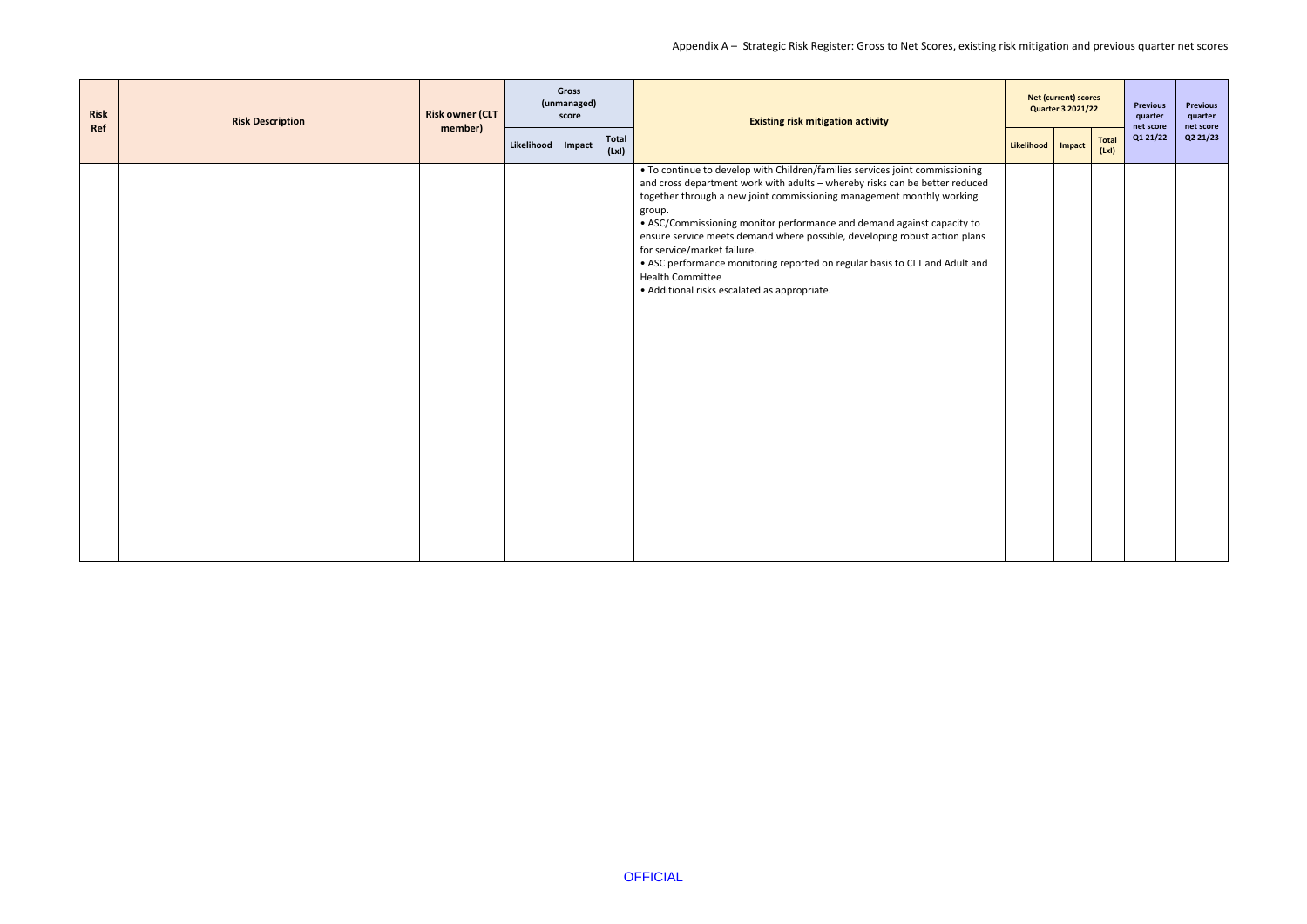| Risk Ref | Risk Description | Risk owner (CLT member) | Gross (unmanaged) score | | | Existing risk mitigation activity | Net (current) scores Quarter 3 2021/22 | | | Previous quarter net score Q1 21/22 | Previous quarter net score Q2 21/23 |
|---|---|---|---|---|---|---|---|---|---|---|---|
| | | | Likelihood | Impact | Total (LxI) | | Likelihood | Impact | Total (LxI) | | |
| | | | | | | • To continue to develop with Children/families services joint commissioning and cross department work with adults – whereby risks can be better reduced together through a new joint commissioning management monthly working group.<br>• ASC/Commissioning monitor performance and demand against capacity to ensure service meets demand where possible, developing robust action plans for service/market failure.<br>• ASC performance monitoring reported on regular basis to CLT and Adult and Health Committee<br>• Additional risks escalated as appropriate. | | | | | |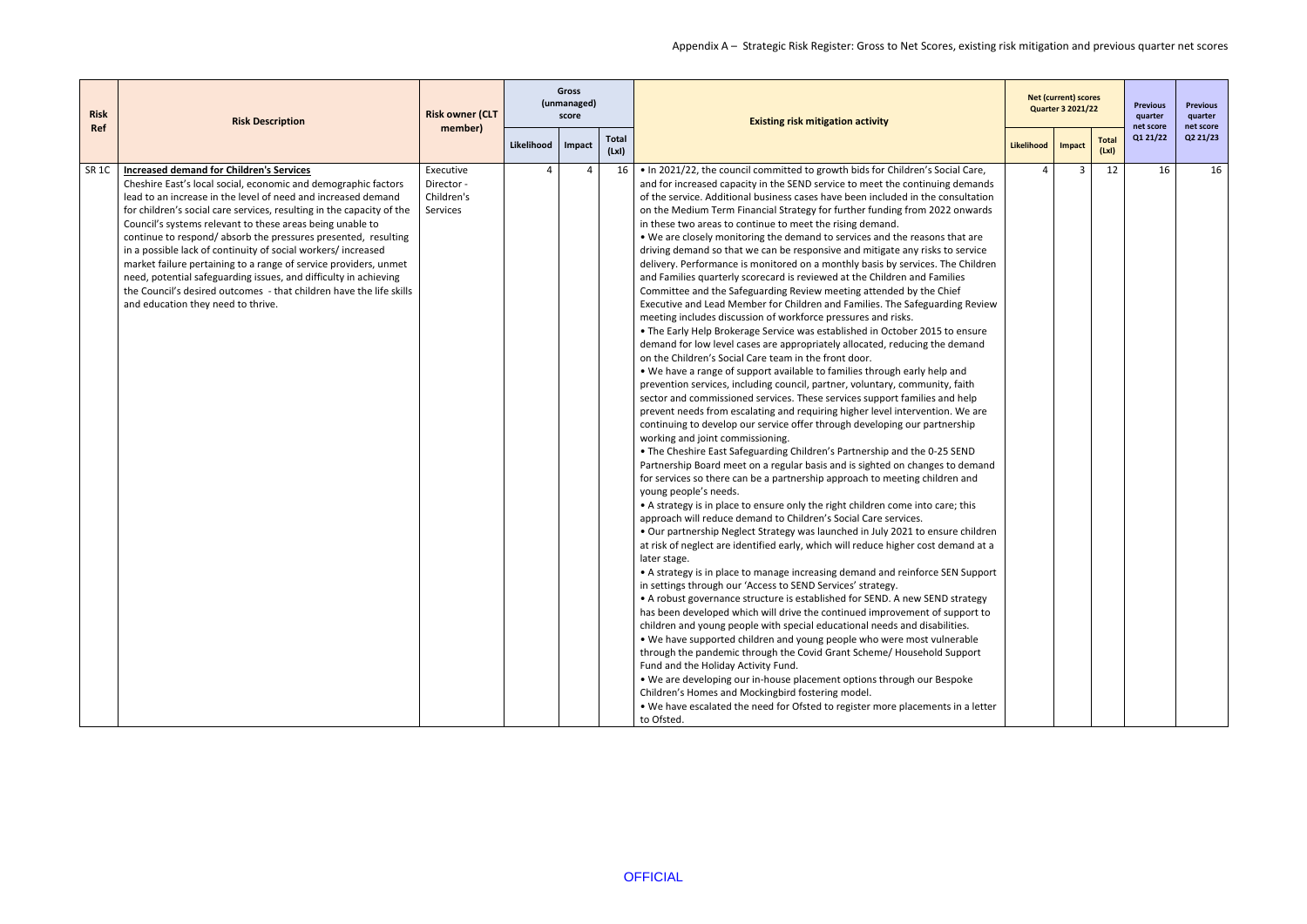Appendix A – Strategic Risk Register: Gross to Net Scores, existing risk mitigation and previous quarter net scores

| Risk Ref | Risk Description | Risk owner (CLT member) | Gross (unmanaged) score | | | Existing risk mitigation activity | Net (current) scores Quarter 3 2021/22 | | | Previous quarter net score Q1 21/22 | Previous quarter net score Q2 21/23 |
|---|---|---|---|---|---|---|---|---|---|---|---|
| | | | Likelihood | Impact | Total (LxI) | | Likelihood | Impact | Total (LxI) | | |
| SR 1C | **Increased demand for Children's Services**<br>Cheshire East's local social, economic and demographic factors lead to an increase in the level of need and increased demand for children's social care services, resulting in the capacity of the Council's systems relevant to these areas being unable to continue to respond/ absorb the pressures presented, resulting in a possible lack of continuity of social workers/ increased market failure pertaining to a range of service providers, unmet need, potential safeguarding issues, and difficulty in achieving the Council's desired outcomes - that children have the life skills and education they need to thrive. | Executive Director - Children's Services | 4 | 4 | 16 | • In 2021/22, the council committed to growth bids for Children's Social Care, and for increased capacity in the SEND service to meet the continuing demands of the service. Additional business cases have been included in the consultation on the Medium Term Financial Strategy for further funding from 2022 onwards in these two areas to continue to meet the rising demand.<br>• We are closely monitoring the demand to services and the reasons that are driving demand so that we can be responsive and mitigate any risks to service delivery. Performance is monitored on a monthly basis by services. The Children and Families quarterly scorecard is reviewed at the Children and Families Committee and the Safeguarding Review meeting attended by the Chief Executive and Lead Member for Children and Families. The Safeguarding Review meeting includes discussion of workforce pressures and risks.<br>• The Early Help Brokerage Service was established in October 2015 to ensure demand for low level cases are appropriately allocated, reducing the demand on the Children's Social Care team in the front door.<br>• We have a range of support available to families through early help and prevention services, including council, partner, voluntary, community, faith sector and commissioned services. These services support families and help prevent needs from escalating and requiring higher level intervention. We are continuing to develop our service offer through developing our partnership working and joint commissioning.<br>• The Cheshire East Safeguarding Children's Partnership and the 0-25 SEND Partnership Board meet on a regular basis and is sighted on changes to demand for services so there can be a partnership approach to meeting children and young people's needs.<br>• A strategy is in place to ensure only the right children come into care; this approach will reduce demand to Children's Social Care services.<br>• Our partnership Neglect Strategy was launched in July 2021 to ensure children at risk of neglect are identified early, which will reduce higher cost demand at a later stage.<br>• A strategy is in place to manage increasing demand and reinforce SEN Support in settings through our 'Access to SEND Services' strategy.<br>• A robust governance structure is established for SEND. A new SEND strategy has been developed which will drive the continued improvement of support to children and young people with special educational needs and disabilities.<br>• We have supported children and young people who were most vulnerable through the pandemic through the Covid Grant Scheme/ Household Support Fund and the Holiday Activity Fund.<br>• We are developing our in-house placement options through our Bespoke Children's Homes and Mockingbird fostering model.<br>• We have escalated the need for Ofsted to register more placements in a letter to Ofsted. | 4 | 3 | 12 | 16 | 16 |

OFFICIAL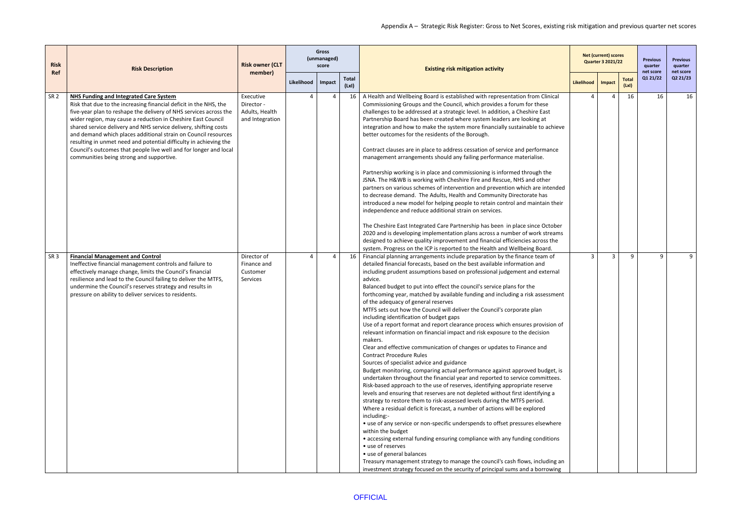Appendix A – Strategic Risk Register: Gross to Net Scores, existing risk mitigation and previous quarter net scores

| Risk Ref | Risk Description | Risk owner (CLT member) | Gross (unmanaged) score | | | Existing risk mitigation activity | Net (current) scores Quarter 3 2021/22 | | | Previous quarter net score Q1 21/22 | Previous quarter net score Q2 21/23 |
|---|---|---|---|---|---|---|---|---|---|---|---|
| | | | Likelihood | Impact | Total (LxI) | | Likelihood | Impact | Total (LxI) | | |
| SR 2 | **NHS Funding and Integrated Care System**<br>Risk that due to the increasing financial deficit in the NHS, the five-year plan to reshape the delivery of NHS services across the wider region, may cause a reduction in Cheshire East Council shared service delivery and NHS service delivery, shifting costs and demand which places additional strain on Council resources resulting in unmet need and potential difficulty in achieving the Council's outcomes that people live well and for longer and local communities being strong and supportive. | Executive Director - Adults, Health and Integration | 4 | 4 | 16 | A Health and Wellbeing Board is established with representation from Clinical Commissioning Groups and the Council, which provides a forum for these challenges to be addressed at a strategic level. In addition, a Cheshire East Partnership Board has been created where system leaders are looking at integration and how to make the system more financially sustainable to achieve better outcomes for the residents of the Borough.<br><br>Contract clauses are in place to address cessation of service and performance management arrangements should any failing performance materialise.<br><br>Partnership working is in place and commissioning is informed through the JSNA. The H&WB is working with Cheshire Fire and Rescue, NHS and other partners on various schemes of intervention and prevention which are intended to decrease demand. The Adults, Health and Community Directorate has introduced a new model for helping people to retain control and maintain their independence and reduce additional strain on services.<br><br>The Cheshire East Integrated Care Partnership has been in place since October 2020 and is developing implementation plans across a number of work streams designed to achieve quality improvement and financial efficiencies across the system. Progress on the ICP is reported to the Health and Wellbeing Board. | 4 | 4 | 16 | 16 | 16 |
| SR 3 | **Financial Management and Control**<br>Ineffective financial management controls and failure to effectively manage change, limits the Council's financial resilience and lead to the Council failing to deliver the MTFS, undermine the Council's reserves strategy and results in pressure on ability to deliver services to residents. | Director of Finance and Customer Services | 4 | 4 | 16 | Financial planning arrangements include preparation by the finance team of detailed financial forecasts, based on the best available information and including prudent assumptions based on professional judgement and external advice.<br>Balanced budget to put into effect the council's service plans for the forthcoming year, matched by available funding and including a risk assessment of the adequacy of general reserves<br>MTFS sets out how the Council will deliver the Council's corporate plan including identification of budget gaps<br>Use of a report format and report clearance process which ensures provision of relevant information on financial impact and risk exposure to the decision makers.<br>Clear and effective communication of changes or updates to Finance and Contract Procedure Rules<br>Sources of specialist advice and guidance<br>Budget monitoring, comparing actual performance against approved budget, is undertaken throughout the financial year and reported to service committees.<br>Risk-based approach to the use of reserves, identifying appropriate reserve levels and ensuring that reserves are not depleted without first identifying a strategy to restore them to risk-assessed levels during the MTFS period.<br>Where a residual deficit is forecast, a number of actions will be explored including:-<br>• use of any service or non-specific underspends to offset pressures elsewhere within the budget<br>• accessing external funding ensuring compliance with any funding conditions<br>• use of reserves<br>• use of general balances<br>Treasury management strategy to manage the council's cash flows, including an investment strategy focused on the security of principal sums and a borrowing | 3 | 3 | 9 | 9 | 9 |

OFFICIAL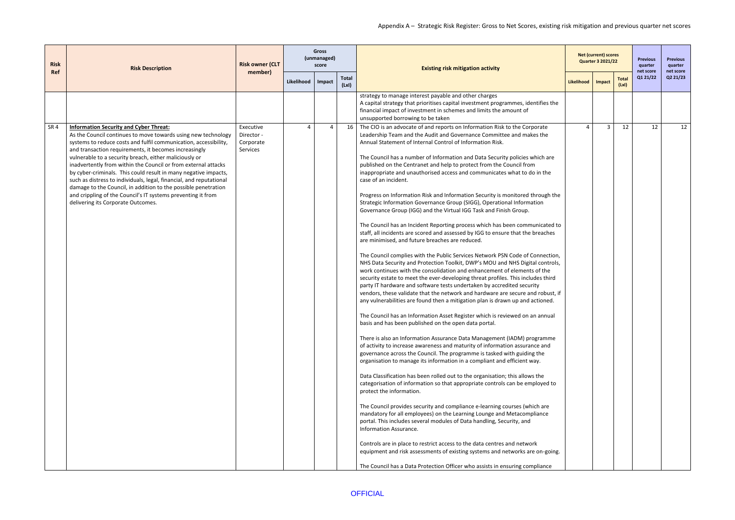Appendix A – Strategic Risk Register: Gross to Net Scores, existing risk mitigation and previous quarter net scores

| Risk Ref | Risk Description | Risk owner (CLT member) | Gross (unmanaged) score | | | Existing risk mitigation activity | Net (current) scores Quarter 3 2021/22 | | | Previous quarter net score Q1 21/22 | Previous quarter net score Q2 21/23 |
|---|---|---|---|---|---|---|---|---|---|---|---|
| | | | Likelihood | Impact | Total (LxI) | | Likelihood | Impact | Total (LxI) | | |
| | | | | | | strategy to manage interest payable and other charges<br>A capital strategy that prioritises capital investment programmes, identifies the financial impact of investment in schemes and limits the amount of unsupported borrowing to be taken | | | | | |
| SR 4 | **Information Security and Cyber Threat:**<br>As the Council continues to move towards using new technology systems to reduce costs and fulfil communication, accessibility, and transaction requirements, it becomes increasingly vulnerable to a security breach, either maliciously or inadvertently from within the Council or from external attacks by cyber-criminals. This could result in many negative impacts, such as distress to individuals, legal, financial, and reputational damage to the Council, in addition to the possible penetration and crippling of the Council's IT systems preventing it from delivering its Corporate Outcomes. | Executive Director - Corporate Services | 4 | 4 | 16 | The CIO is an advocate of and reports on Information Risk to the Corporate Leadership Team and the Audit and Governance Committee and makes the Annual Statement of Internal Control of Information Risk.<br><br>The Council has a number of Information and Data Security policies which are published on the Centranet and help to protect from the Council from inappropriate and unauthorised access and communicates what to do in the case of an incident.<br><br>Progress on Information Risk and Information Security is monitored through the Strategic Information Governance Group (SIGG), Operational Information Governance Group (IGG) and the Virtual IGG Task and Finish Group.<br><br>The Council has an Incident Reporting process which has been communicated to staff, all incidents are scored and assessed by IGG to ensure that the breaches are minimised, and future breaches are reduced.<br><br>The Council complies with the Public Services Network PSN Code of Connection, NHS Data Security and Protection Toolkit, DWP's MOU and NHS Digital controls, work continues with the consolidation and enhancement of elements of the security estate to meet the ever-developing threat profiles. This includes third party IT hardware and software tests undertaken by accredited security vendors, these validate that the network and hardware are secure and robust, if any vulnerabilities are found then a mitigation plan is drawn up and actioned.<br><br>The Council has an Information Asset Register which is reviewed on an annual basis and has been published on the open data portal.<br><br>There is also an Information Assurance Data Management (IADM) programme of activity to increase awareness and maturity of information assurance and governance across the Council. The programme is tasked with guiding the organisation to manage its information in a compliant and efficient way.<br><br>Data Classification has been rolled out to the organisation; this allows the categorisation of information so that appropriate controls can be employed to protect the information.<br><br>The Council provides security and compliance e-learning courses (which are mandatory for all employees) on the Learning Lounge and Metacompliance portal. This includes several modules of Data handling, Security, and Information Assurance.<br><br>Controls are in place to restrict access to the data centres and network equipment and risk assessments of existing systems and networks are on-going.<br><br>The Council has a Data Protection Officer who assists in ensuring compliance | 4 | 3 | 12 | 12 | 12 |

OFFICIAL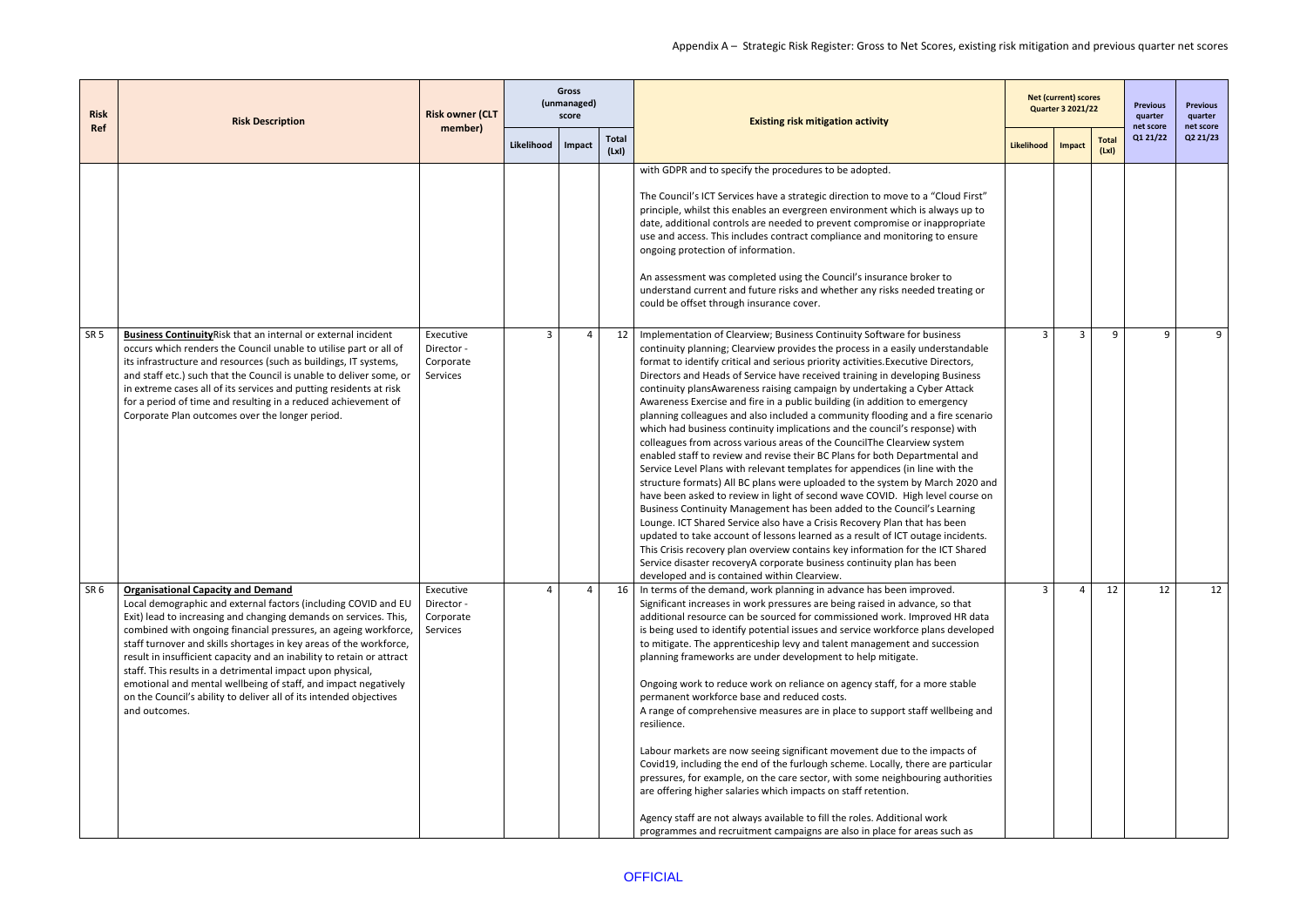Appendix A – Strategic Risk Register: Gross to Net Scores, existing risk mitigation and previous quarter net scores

| Risk Ref | Risk Description | Risk owner (CLT member) | Gross (unmanaged) score | | | Existing risk mitigation activity | Net (current) scores Quarter 3 2021/22 | | | Previous quarter net score Q1 21/22 | Previous quarter net score Q2 21/23 |
|---|---|---|---|---|---|---|---|---|---|---|---|
| | | | Likelihood | Impact | Total (LxI) | | Likelihood | Impact | Total (LxI) | | |
| | | | | | | with GDPR and to specify the procedures to be adopted.<br><br>The Council's ICT Services have a strategic direction to move to a "Cloud First" principle, whilst this enables an evergreen environment which is always up to date, additional controls are needed to prevent compromise or inappropriate use and access. This includes contract compliance and monitoring to ensure ongoing protection of information.<br><br>An assessment was completed using the Council's insurance broker to understand current and future risks and whether any risks needed treating or could be offset through insurance cover. | | | | | |
| SR 5 | **Business Continuity**Risk that an internal or external incident occurs which renders the Council unable to utilise part or all of its infrastructure and resources (such as buildings, IT systems, and staff etc.) such that the Council is unable to deliver some, or in extreme cases all of its services and putting residents at risk for a period of time and resulting in a reduced achievement of Corporate Plan outcomes over the longer period. | Executive Director - Corporate Services | 3 | 4 | 12 | Implementation of Clearview; Business Continuity Software for business continuity planning; Clearview provides the process in a easily understandable format to identify critical and serious priority activities.Executive Directors, Directors and Heads of Service have received training in developing Business continuity plansAwareness raising campaign by undertaking a Cyber Attack Awareness Exercise and fire in a public building (in addition to emergency planning colleagues and also included a community flooding and a fire scenario which had business continuity implications and the council's response) with colleagues from across various areas of the CouncilThe Clearview system enabled staff to review and revise their BC Plans for both Departmental and Service Level Plans with relevant templates for appendices (in line with the structure formats) All BC plans were uploaded to the system by March 2020 and have been asked to review in light of second wave COVID. High level course on Business Continuity Management has been added to the Council's Learning Lounge. ICT Shared Service also have a Crisis Recovery Plan that has been updated to take account of lessons learned as a result of ICT outage incidents. This Crisis recovery plan overview contains key information for the ICT Shared Service disaster recoveryA corporate business continuity plan has been developed and is contained within Clearview. | 3 | 3 | 9 | 9 | 9 |
| SR 6 | **Organisational Capacity and Demand**<br>Local demographic and external factors (including COVID and EU Exit) lead to increasing and changing demands on services. This, combined with ongoing financial pressures, an ageing workforce, staff turnover and skills shortages in key areas of the workforce, result in insufficient capacity and an inability to retain or attract staff. This results in a detrimental impact upon physical, emotional and mental wellbeing of staff, and impact negatively on the Council's ability to deliver all of its intended objectives and outcomes. | Executive Director - Corporate Services | 4 | 4 | 16 | In terms of the demand, work planning in advance has been improved. Significant increases in work pressures are being raised in advance, so that additional resource can be sourced for commissioned work. Improved HR data is being used to identify potential issues and service workforce plans developed to mitigate. The apprenticeship levy and talent management and succession planning frameworks are under development to help mitigate.<br><br>Ongoing work to reduce work on reliance on agency staff, for a more stable permanent workforce base and reduced costs.<br>A range of comprehensive measures are in place to support staff wellbeing and resilience.<br><br>Labour markets are now seeing significant movement due to the impacts of Covid19, including the end of the furlough scheme. Locally, there are particular pressures, for example, on the care sector, with some neighbouring authorities are offering higher salaries which impacts on staff retention.<br><br>Agency staff are not always available to fill the roles. Additional work programmes and recruitment campaigns are also in place for areas such as | 3 | 4 | 12 | 12 | 12 |

OFFICIAL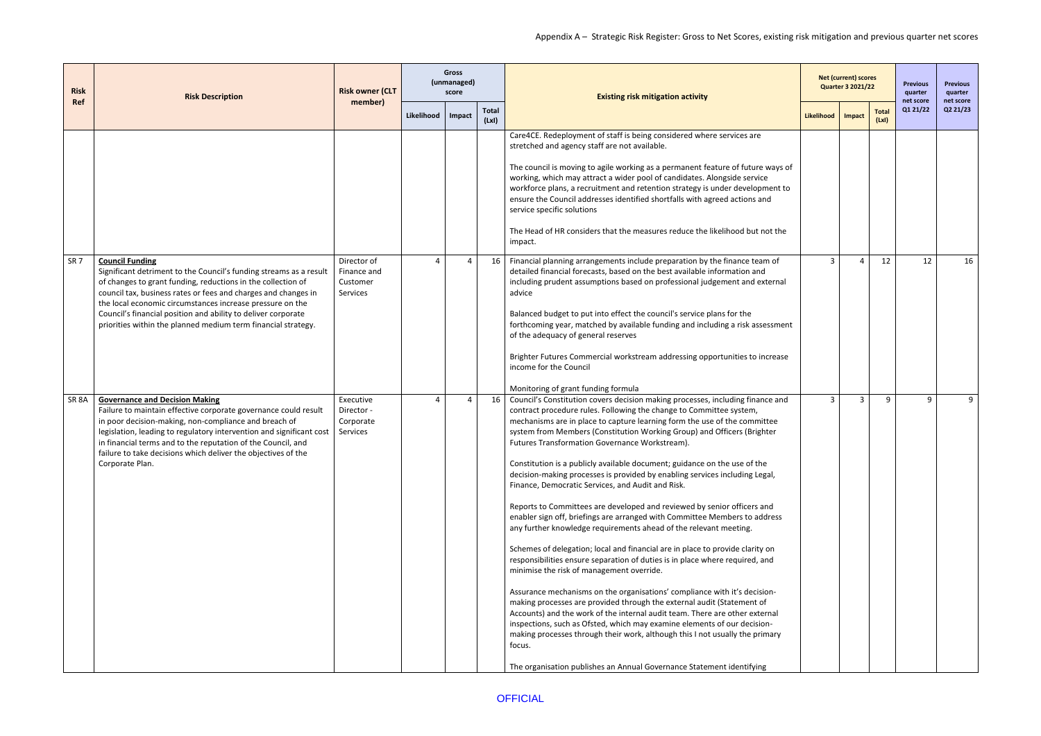Appendix A – Strategic Risk Register: Gross to Net Scores, existing risk mitigation and previous quarter net scores

| Risk Ref | Risk Description | Risk owner (CLT member) | Gross (unmanaged) score | | | Existing risk mitigation activity | Net (current) scores Quarter 3 2021/22 | | | Previous quarter net score Q1 21/22 | Previous quarter net score Q2 21/23 |
|---|---|---|---|---|---|---|---|---|---|---|---|
| | | | Likelihood | Impact | Total (LxI) | | Likelihood | Impact | Total (LxI) | | |
| | | | | | | Care4CE. Redeployment of staff is being considered where services are stretched and agency staff are not available.<br><br>The council is moving to agile working as a permanent feature of future ways of working, which may attract a wider pool of candidates. Alongside service workforce plans, a recruitment and retention strategy is under development to ensure the Council addresses identified shortfalls with agreed actions and service specific solutions<br><br>The Head of HR considers that the measures reduce the likelihood but not the impact. | | | | | |
| SR 7 | **Council Funding**<br>Significant detriment to the Council's funding streams as a result of changes to grant funding, reductions in the collection of council tax, business rates or fees and charges and changes in the local economic circumstances increase pressure on the Council's financial position and ability to deliver corporate priorities within the planned medium term financial strategy. | Director of Finance and Customer Services | 4 | 4 | 16 | Financial planning arrangements include preparation by the finance team of detailed financial forecasts, based on the best available information and including prudent assumptions based on professional judgement and external advice<br><br>Balanced budget to put into effect the council's service plans for the forthcoming year, matched by available funding and including a risk assessment of the adequacy of general reserves<br><br>Brighter Futures Commercial workstream addressing opportunities to increase income for the Council<br><br>Monitoring of grant funding formula | 3 | 4 | 12 | 12 | 16 |
| SR 8A | **Governance and Decision Making**<br>Failure to maintain effective corporate governance could result in poor decision-making, non-compliance and breach of legislation, leading to regulatory intervention and significant cost in financial terms and to the reputation of the Council, and failure to take decisions which deliver the objectives of the Corporate Plan. | Executive Director - Corporate Services | 4 | 4 | 16 | Council's Constitution covers decision making processes, including finance and contract procedure rules. Following the change to Committee system, mechanisms are in place to capture learning form the use of the committee system from Members (Constitution Working Group) and Officers (Brighter Futures Transformation Governance Workstream).<br><br>Constitution is a publicly available document; guidance on the use of the decision-making processes is provided by enabling services including Legal, Finance, Democratic Services, and Audit and Risk.<br><br>Reports to Committees are developed and reviewed by senior officers and enabler sign off, briefings are arranged with Committee Members to address any further knowledge requirements ahead of the relevant meeting.<br><br>Schemes of delegation; local and financial are in place to provide clarity on responsibilities ensure separation of duties is in place where required, and minimise the risk of management override.<br><br>Assurance mechanisms on the organisations' compliance with it's decision-making processes are provided through the external audit (Statement of Accounts) and the work of the internal audit team. There are other external inspections, such as Ofsted, which may examine elements of our decision-making processes through their work, although this I not usually the primary focus.<br><br>The organisation publishes an Annual Governance Statement identifying | 3 | 3 | 9 | 9 | 9 |

OFFICIAL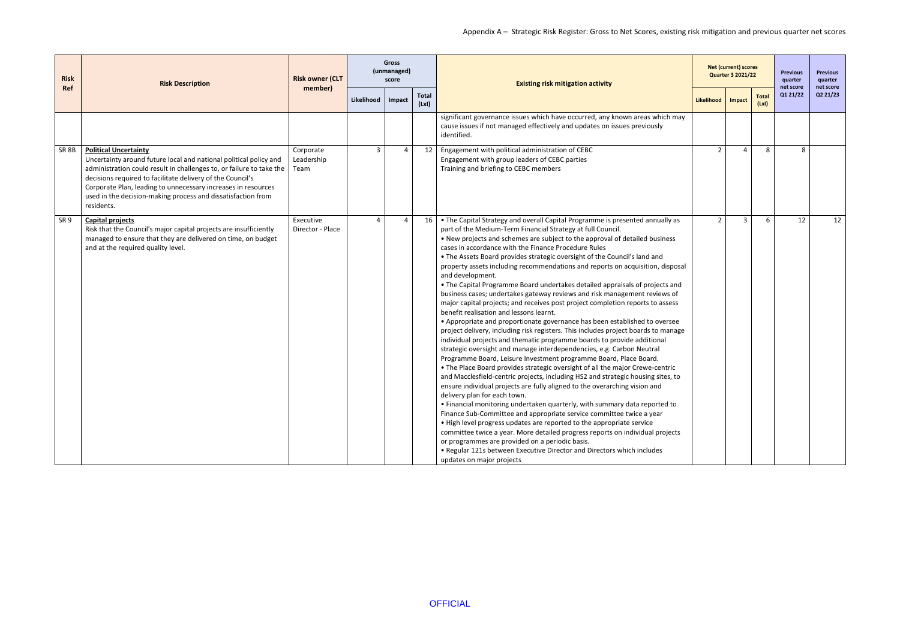Appendix A – Strategic Risk Register: Gross to Net Scores, existing risk mitigation and previous quarter net scores

| Risk Ref | Risk Description | Risk owner (CLT member) | Gross (unmanaged) score | | | Existing risk mitigation activity | Net (current) scores Quarter 3 2021/22 | | | Previous quarter net score Q1 21/22 | Previous quarter net score Q2 21/23 |
|---|---|---|---|---|---|---|---|---|---|---|---|
| | | | Likelihood | Impact | Total (LxI) | | Likelihood | Impact | Total (LxI) | | |
| | | | | | | significant governance issues which have occurred, any known areas which may cause issues if not managed effectively and updates on issues previously identified. | | | | | |
| SR 8B | **Political Uncertainty** Uncertainty around future local and national political policy and administration could result in challenges to, or failure to take the decisions required to facilitate delivery of the Council's Corporate Plan, leading to unnecessary increases in resources used in the decision-making process and dissatisfaction from residents. | Corporate Leadership Team | 3 | 4 | 12 | Engagement with political administration of CEBC<br>Engagement with group leaders of CEBC parties<br>Training and briefing to CEBC members | 2 | 4 | 8 | 8 | |
| SR 9 | **Capital projects** Risk that the Council's major capital projects are insufficiently managed to ensure that they are delivered on time, on budget and at the required quality level. | Executive Director - Place | 4 | 4 | 16 | • The Capital Strategy and overall Capital Programme is presented annually as part of the Medium-Term Financial Strategy at full Council.<br>• New projects and schemes are subject to the approval of detailed business cases in accordance with the Finance Procedure Rules<br>• The Assets Board provides strategic oversight of the Council's land and property assets including recommendations and reports on acquisition, disposal and development.<br>• The Capital Programme Board undertakes detailed appraisals of projects and business cases; undertakes gateway reviews and risk management reviews of major capital projects; and receives post project completion reports to assess benefit realisation and lessons learnt.<br>• Appropriate and proportionate governance has been established to oversee project delivery, including risk registers. This includes project boards to manage individual projects and thematic programme boards to provide additional strategic oversight and manage interdependencies, e.g. Carbon Neutral Programme Board, Leisure Investment programme Board, Place Board.<br>• The Place Board provides strategic oversight of all the major Crewe-centric and Macclesfield-centric projects, including HS2 and strategic housing sites, to ensure individual projects are fully aligned to the overarching vision and delivery plan for each town.<br>• Financial monitoring undertaken quarterly, with summary data reported to Finance Sub-Committee and appropriate service committee twice a year<br>• High level progress updates are reported to the appropriate service committee twice a year. More detailed progress reports on individual projects or programmes are provided on a periodic basis.<br>• Regular 121s between Executive Director and Directors which includes updates on major projects | 2 | 3 | 6 | 12 | 12 |

OFFICIAL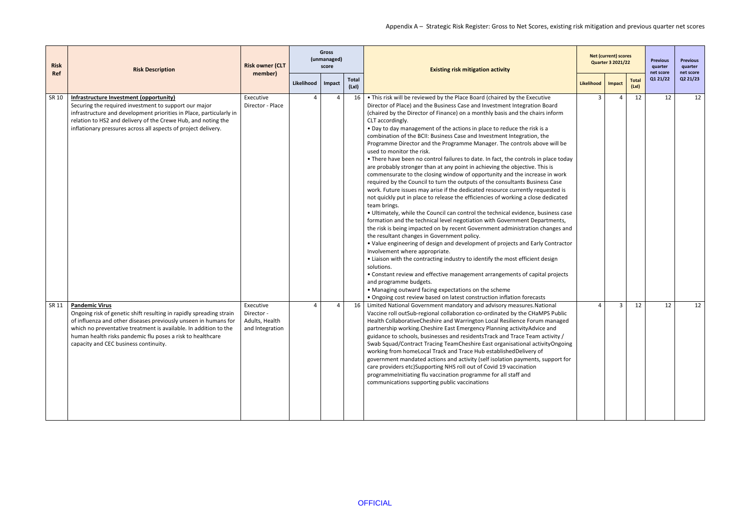Appendix A – Strategic Risk Register: Gross to Net Scores, existing risk mitigation and previous quarter net scores

| Risk Ref | Risk Description | Risk owner (CLT member) | Gross (unmanaged) score | | | Existing risk mitigation activity | Net (current) scores Quarter 3 2021/22 | | | Previous quarter net score Q1 21/22 | Previous quarter net score Q2 21/23 |
|---|---|---|---|---|---|---|---|---|---|---|---|
| | | | Likelihood | Impact | Total (LxI) | | Likelihood | Impact | Total (LxI) | | |
| SR 10 | **Infrastructure Investment (opportunity)** Securing the required investment to support our major infrastructure and development priorities in Place, particularly in relation to HS2 and delivery of the Crewe Hub, and noting the inflationary pressures across all aspects of project delivery. | Executive Director - Place | 4 | 4 | 16 | • This risk will be reviewed by the Place Board (chaired by the Executive Director of Place) and the Business Case and Investment Integration Board (chaired by the Director of Finance) on a monthly basis and the chairs inform CLT accordingly. • Day to day management of the actions in place to reduce the risk is a combination of the BCII: Business Case and Investment Integration, the Programme Director and the Programme Manager. The controls above will be used to monitor the risk. • There have been no control failures to date. In fact, the controls in place today are probably stronger than at any point in achieving the objective. This is commensurate to the closing window of opportunity and the increase in work required by the Council to turn the outputs of the consultants Business Case work. Future issues may arise if the dedicated resource currently requested is not quickly put in place to release the efficiencies of working a close dedicated team brings. • Ultimately, while the Council can control the technical evidence, business case formation and the technical level negotiation with Government Departments, the risk is being impacted on by recent Government administration changes and the resultant changes in Government policy. • Value engineering of design and development of projects and Early Contractor Involvement where appropriate. • Liaison with the contracting industry to identify the most efficient design solutions. • Constant review and effective management arrangements of capital projects and programme budgets. • Managing outward facing expectations on the scheme • Ongoing cost review based on latest construction inflation forecasts | 3 | 4 | 12 | 12 | 12 |
| SR 11 | **Pandemic Virus** Ongoing risk of genetic shift resulting in rapidly spreading strain of influenza and other diseases previously unseen in humans for which no preventative treatment is available. In addition to the human health risks pandemic flu poses a risk to healthcare capacity and CEC business continuity. | Executive Director - Adults, Health and Integration | 4 | 4 | 16 | Limited National Government mandatory and advisory measures.National Vaccine roll outSub-regional collaboration co-ordinated by the CHaMPS Public Health CollaborativeCheshire and Warrington Local Resilience Forum managed partnership working.Cheshire East Emergency Planning activityAdvice and guidance to schools, businesses and residentsTrack and Trace Team activity / Swab Squad/Contract Tracing TeamCheshire East organisational activityOngoing working from homeLocal Track and Trace Hub establishedDelivery of government mandated actions and activity (self isolation payments, support for care providers etc)Supporting NHS roll out of Covid 19 vaccination programmeInitiating flu vaccination programme for all staff and communications supporting public vaccinations | 4 | 3 | 12 | 12 | 12 |

OFFICIAL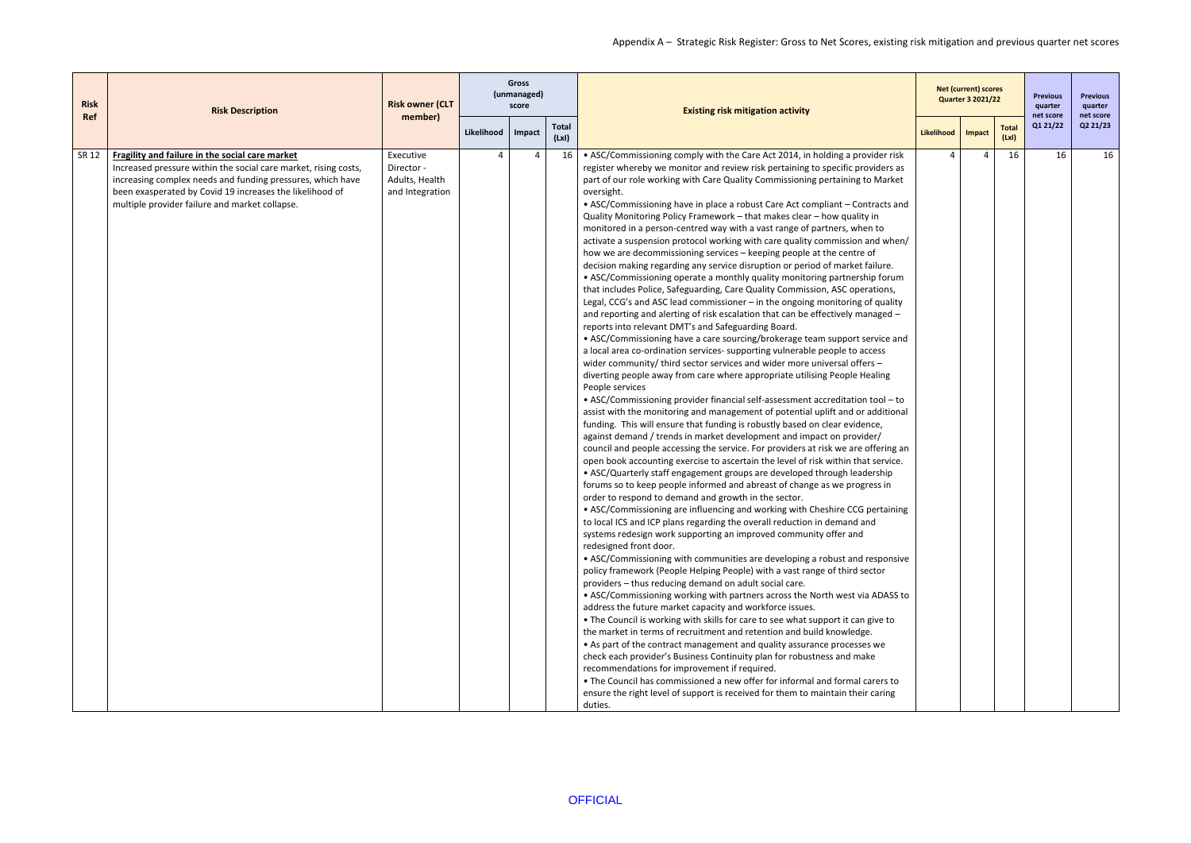Appendix A – Strategic Risk Register: Gross to Net Scores, existing risk mitigation and previous quarter net scores

| Risk Ref | Risk Description | Risk owner (CLT member) | Gross (unmanaged) score | | | Existing risk mitigation activity | Net (current) scores Quarter 3 2021/22 | | | Previous quarter net score | Previous quarter net score |
|---|---|---|---|---|---|---|---|---|---|---|---|
| | | | Likelihood | Impact | Total (LxI) | | Likelihood | Impact | Total (LxI) | Q1 21/22 | Q2 21/23 |
| SR 12 | **Fragility and failure in the social care market** Increased pressure within the social care market, rising costs, increasing complex needs and funding pressures, which have been exasperated by Covid 19 increases the likelihood of multiple provider failure and market collapse. | Executive Director - Adults, Health and Integration | 4 | 4 | 16 | • ASC/Commissioning comply with the Care Act 2014, in holding a provider risk register whereby we monitor and review risk pertaining to specific providers as part of our role working with Care Quality Commissioning pertaining to Market oversight.<br>• ASC/Commissioning have in place a robust Care Act compliant – Contracts and Quality Monitoring Policy Framework – that makes clear – how quality in monitored in a person-centred way with a vast range of partners, when to activate a suspension protocol working with care quality commission and when/ how we are decommissioning services – keeping people at the centre of decision making regarding any service disruption or period of market failure.<br>• ASC/Commissioning operate a monthly quality monitoring partnership forum that includes Police, Safeguarding, Care Quality Commission, ASC operations, Legal, CCG's and ASC lead commissioner – in the ongoing monitoring of quality and reporting and alerting of risk escalation that can be effectively managed – reports into relevant DMT's and Safeguarding Board.<br>• ASC/Commissioning have a care sourcing/brokerage team support service and a local area co-ordination services- supporting vulnerable people to access wider community/ third sector services and wider more universal offers – diverting people away from care where appropriate utilising People Healing People services<br>• ASC/Commissioning provider financial self-assessment accreditation tool – to assist with the monitoring and management of potential uplift and or additional funding. This will ensure that funding is robustly based on clear evidence, against demand / trends in market development and impact on provider/ council and people accessing the service. For providers at risk we are offering an open book accounting exercise to ascertain the level of risk within that service.<br>• ASC/Quarterly staff engagement groups are developed through leadership forums so to keep people informed and abreast of change as we progress in order to respond to demand and growth in the sector.<br>• ASC/Commissioning are influencing and working with Cheshire CCG pertaining to local ICS and ICP plans regarding the overall reduction in demand and systems redesign work supporting an improved community offer and redesigned front door.<br>• ASC/Commissioning with communities are developing a robust and responsive policy framework (People Helping People) with a vast range of third sector providers – thus reducing demand on adult social care.<br>• ASC/Commissioning working with partners across the North west via ADASS to address the future market capacity and workforce issues.<br>• The Council is working with skills for care to see what support it can give to the market in terms of recruitment and retention and build knowledge.<br>• As part of the contract management and quality assurance processes we check each provider's Business Continuity plan for robustness and make recommendations for improvement if required.<br>• The Council has commissioned a new offer for informal and formal carers to ensure the right level of support is received for them to maintain their caring duties. | 4 | 4 | 16 | 16 | 16 |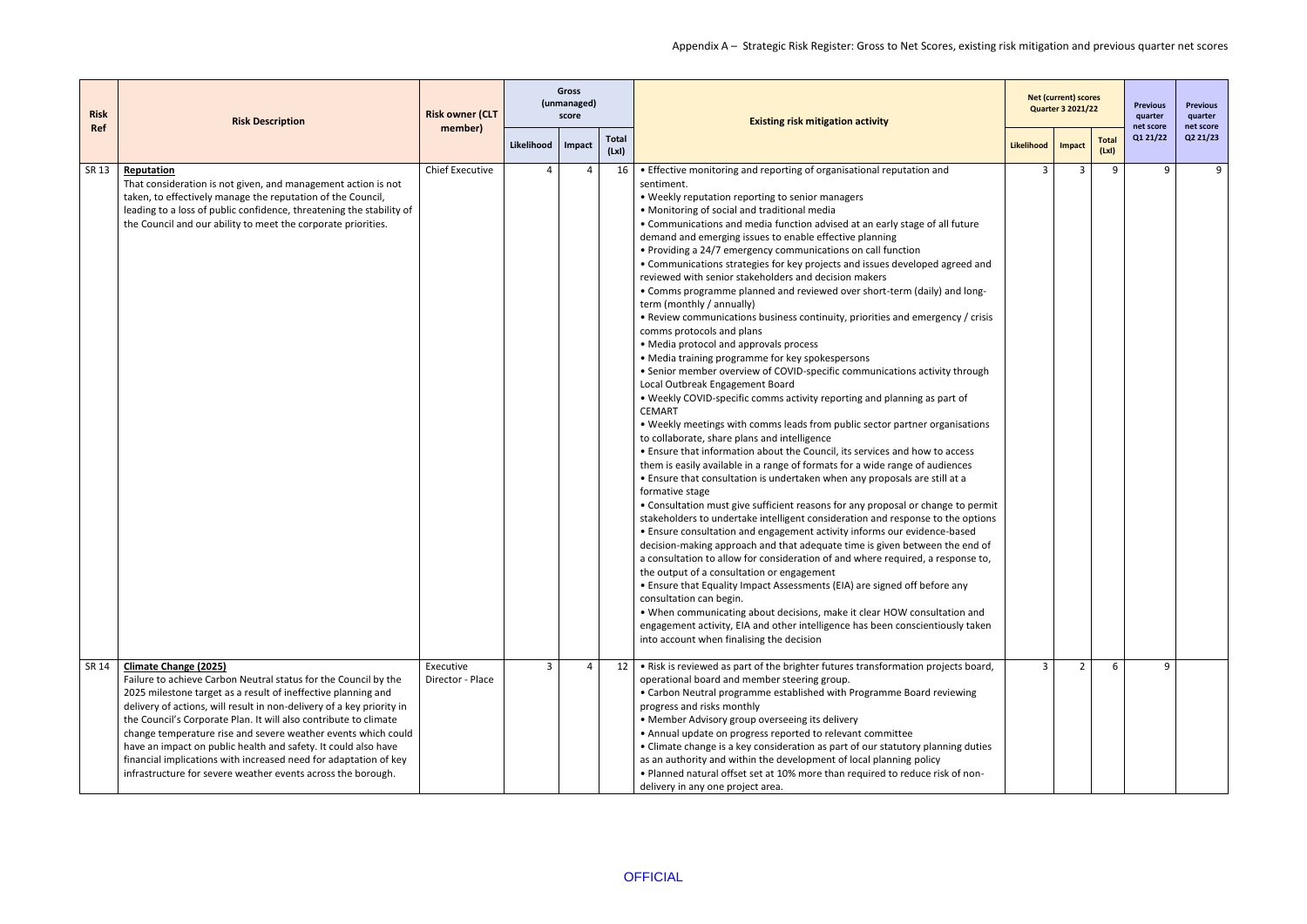Appendix A – Strategic Risk Register: Gross to Net Scores, existing risk mitigation and previous quarter net scores

| Risk Ref | Risk Description | Risk owner (CLT member) | Gross (unmanaged) score | | | Existing risk mitigation activity | Net (current) scores Quarter 3 2021/22 | | | Previous quarter net score | Previous quarter net score |
|---|---|---|---|---|---|---|---|---|---|---|---|
| | | | Likelihood | Impact | Total (LxI) | | Likelihood | Impact | Total (LxI) | Q1 21/22 | Q2 21/23 |
| SR 13 | **Reputation** That consideration is not given, and management action is not taken, to effectively manage the reputation of the Council, leading to a loss of public confidence, threatening the stability of the Council and our ability to meet the corporate priorities. | Chief Executive | 4 | 4 | 16 | • Effective monitoring and reporting of organisational reputation and sentiment.<br>• Weekly reputation reporting to senior managers<br>• Monitoring of social and traditional media<br>• Communications and media function advised at an early stage of all future demand and emerging issues to enable effective planning<br>• Providing a 24/7 emergency communications on call function<br>• Communications strategies for key projects and issues developed agreed and reviewed with senior stakeholders and decision makers<br>• Comms programme planned and reviewed over short-term (daily) and long-term (monthly / annually)<br>• Review communications business continuity, priorities and emergency / crisis comms protocols and plans<br>• Media protocol and approvals process<br>• Media training programme for key spokespersons<br>• Senior member overview of COVID-specific communications activity through Local Outbreak Engagement Board<br>• Weekly COVID-specific comms activity reporting and planning as part of CEMART<br>• Weekly meetings with comms leads from public sector partner organisations to collaborate, share plans and intelligence<br>• Ensure that information about the Council, its services and how to access them is easily available in a range of formats for a wide range of audiences<br>• Ensure that consultation is undertaken when any proposals are still at a formative stage<br>• Consultation must give sufficient reasons for any proposal or change to permit stakeholders to undertake intelligent consideration and response to the options<br>• Ensure consultation and engagement activity informs our evidence-based decision-making approach and that adequate time is given between the end of a consultation to allow for consideration of and where required, a response to, the output of a consultation or engagement<br>• Ensure that Equality Impact Assessments (EIA) are signed off before any consultation can begin.<br>• When communicating about decisions, make it clear HOW consultation and engagement activity, EIA and other intelligence has been conscientiously taken into account when finalising the decision | 3 | 3 | 9 | 9 | 9 |
| SR 14 | **Climate Change (2025)** Failure to achieve Carbon Neutral status for the Council by the 2025 milestone target as a result of ineffective planning and delivery of actions, will result in non-delivery of a key priority in the Council's Corporate Plan. It will also contribute to climate change temperature rise and severe weather events which could have an impact on public health and safety. It could also have financial implications with increased need for adaptation of key infrastructure for severe weather events across the borough. | Executive Director - Place | 3 | 4 | 12 | • Risk is reviewed as part of the brighter futures transformation projects board, operational board and member steering group.<br>• Carbon Neutral programme established with Programme Board reviewing progress and risks monthly<br>• Member Advisory group overseeing its delivery<br>• Annual update on progress reported to relevant committee<br>• Climate change is a key consideration as part of our statutory planning duties as an authority and within the development of local planning policy<br>• Planned natural offset set at 10% more than required to reduce risk of non-delivery in any one project area. | 3 | 2 | 6 | 9 | |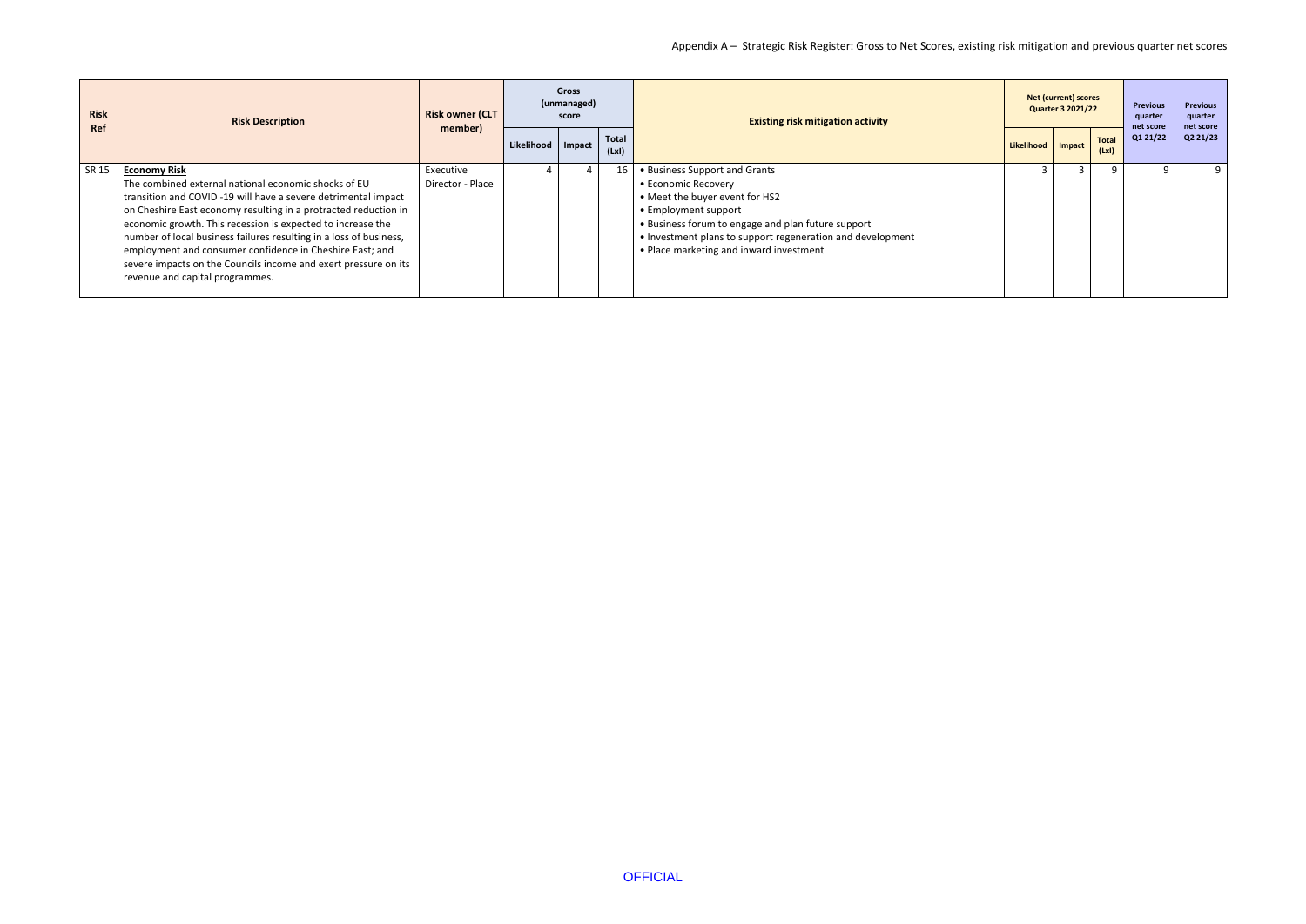Appendix A – Strategic Risk Register: Gross to Net Scores, existing risk mitigation and previous quarter net scores

| Risk Ref | Risk Description | Risk owner (CLT member) | Gross (unmanaged) score | | | Existing risk mitigation activity | Net (current) scores Quarter 3 2021/22 | | | Previous quarter net score Q1 21/22 | Previous quarter net score Q2 21/23 |
|---|---|---|---|---|---|---|---|---|---|---|---|
| | | | Likelihood | Impact | Total (LxI) | | Likelihood | Impact | Total (LxI) | | |
| SR 15 | **Economy Risk** The combined external national economic shocks of EU transition and COVID -19 will have a severe detrimental impact on Cheshire East economy resulting in a protracted reduction in economic growth. This recession is expected to increase the number of local business failures resulting in a loss of business, employment and consumer confidence in Cheshire East; and severe impacts on the Councils income and exert pressure on its revenue and capital programmes. | Executive Director - Place | 4 | 4 | 16 | • Business Support and Grants<br>• Economic Recovery<br>• Meet the buyer event for HS2<br>• Employment support<br>• Business forum to engage and plan future support<br>• Investment plans to support regeneration and development<br>• Place marketing and inward investment | 3 | 3 | 9 | 9 | 9 |

OFFICIAL